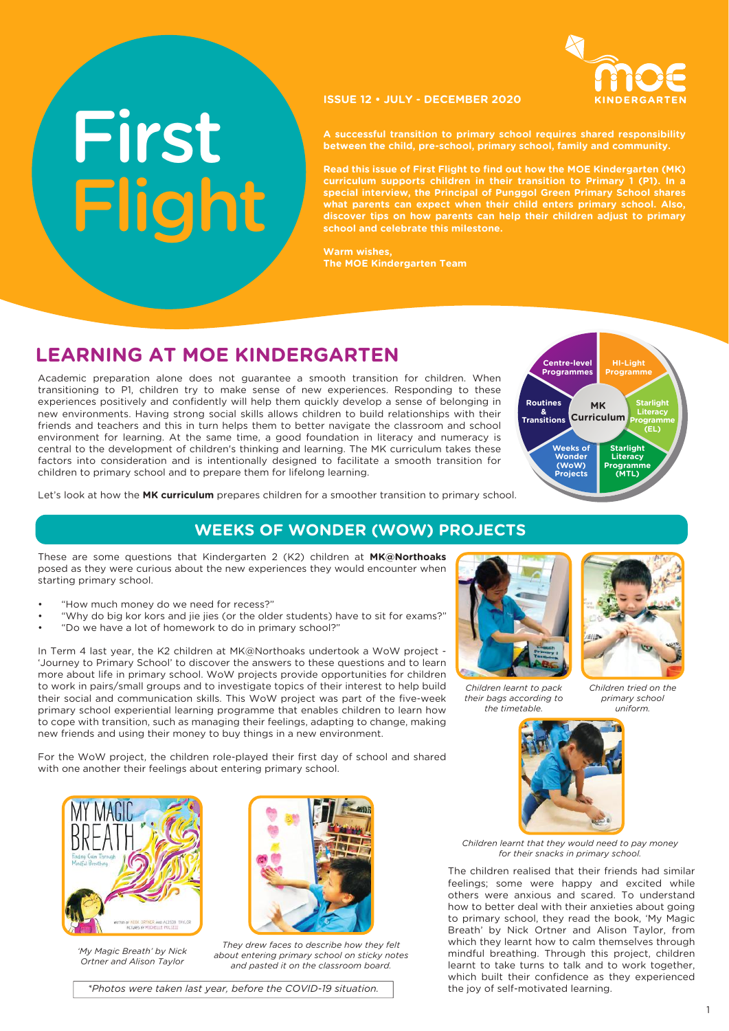# First Flight

**ISSUE 12 • JULY - DECEMBER 2020**

MOE KINDERGARTEN

**A successful transition to primary school requires shared responsibility between the child, pre-school, primary school, family and community.**

**Read this issue of First Flight to find out how the MOE Kindergarten (MK) curriculum supports children in their transition to Primary 1 (P1). In a special interview, the Principal of Punggol Green Primary School shares what parents can expect when their child enters primary school. Also, discover tips on how parents can help their children adjust to primary school and celebrate this milestone.**

**Warm wishes,**
**The MOE Kindergarten Team**

## LEARNING AT MOE KINDERGARTEN

Academic preparation alone does not guarantee a smooth transition for children. When transitioning to P1, children try to make sense of new experiences. Responding to these experiences positively and confidently will help them quickly develop a sense of belonging in new environments. Having strong social skills allows children to build relationships with their friends and teachers and this in turn helps them to better navigate the classroom and school environment for learning. At the same time, a good foundation in literacy and numeracy is central to the development of children's thinking and learning. The MK curriculum takes these factors into consideration and is intentionally designed to facilitate a smooth transition for children to primary school and to prepare them for lifelong learning.

MK Curriculum: Centre-level Programmes; HI-Light Programme; Starlight Literacy Programme (EL); Starlight Literacy Programme (MTL); Weeks of Wonder (WoW) Projects; Routines & Transitions

Let's look at how the **MK curriculum** prepares children for a smoother transition to primary school.

## WEEKS OF WONDER (WOW) PROJECTS

These are some questions that Kindergarten 2 (K2) children at **MK@Northoaks** posed as they were curious about the new experiences they would encounter when starting primary school.

- "How much money do we need for recess?"
- "Why do big kor kors and jie jies (or the older students) have to sit for exams?"
- "Do we have a lot of homework to do in primary school?"

In Term 4 last year, the K2 children at MK@Northoaks undertook a WoW project - 'Journey to Primary School' to discover the answers to these questions and to learn more about life in primary school. WoW projects provide opportunities for children to work in pairs/small groups and to investigate topics of their interest to help build their social and communication skills. This WoW project was part of the five-week primary school experiential learning programme that enables children to learn how to cope with transition, such as managing their feelings, adapting to change, making new friends and using their money to buy things in a new environment.

For the WoW project, the children role-played their first day of school and shared with one another their feelings about entering primary school.

*'My Magic Breath' by Nick Ortner and Alison Taylor*

*They drew faces to describe how they felt about entering primary school on sticky notes and pasted it on the classroom board.*

*\*Photos were taken last year, before the COVID-19 situation.*

*Children learnt to pack their bags according to the timetable.*

*Children tried on the primary school uniform.*

*Children learnt that they would need to pay money for their snacks in primary school.*

The children realised that their friends had similar feelings; some were happy and excited while others were anxious and scared. To understand how to better deal with their anxieties about going to primary school, they read the book, 'My Magic Breath' by Nick Ortner and Alison Taylor, from which they learnt how to calm themselves through mindful breathing. Through this project, children learnt to take turns to talk and to work together, which built their confidence as they experienced the joy of self-motivated learning.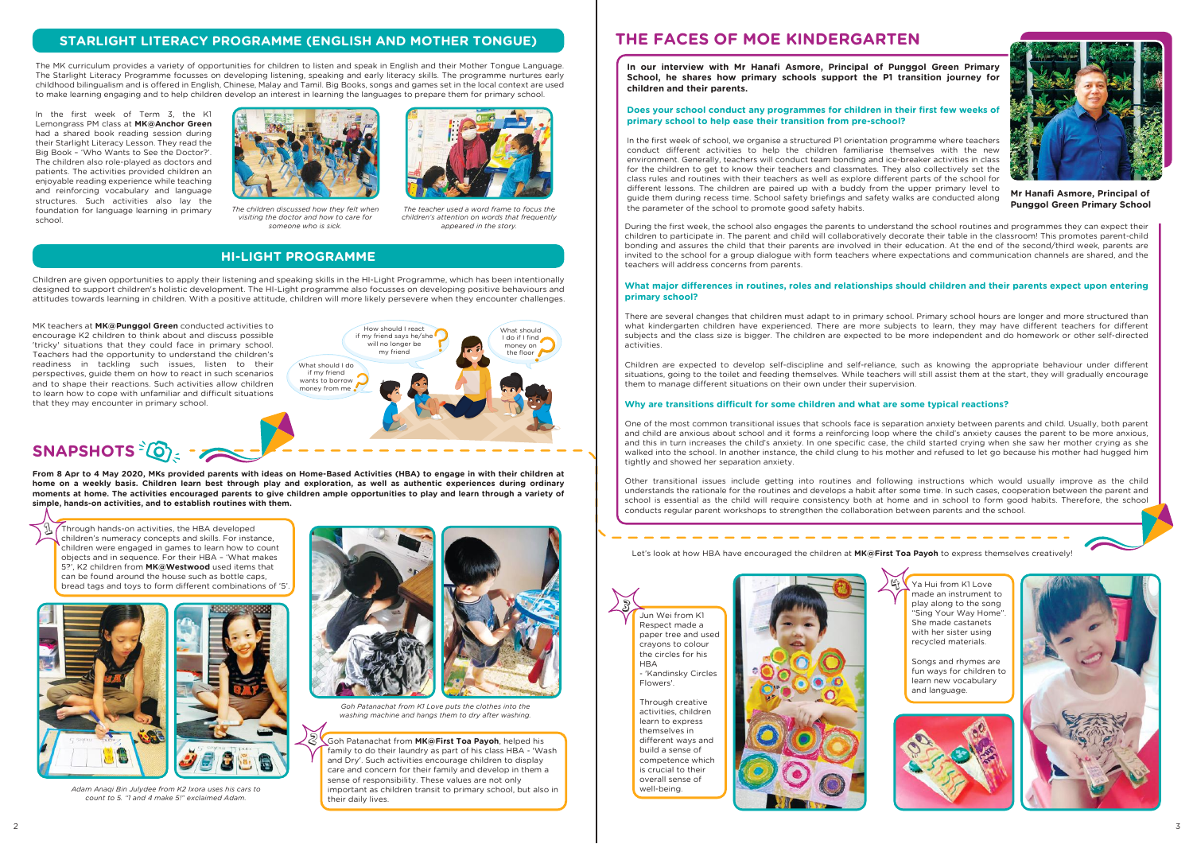## STARLIGHT LITERACY PROGRAMME (ENGLISH AND MOTHER TONGUE)

The MK curriculum provides a variety of opportunities for children to listen and speak in English and their Mother Tongue Language. The Starlight Literacy Programme focusses on developing listening, speaking and early literacy skills. The programme nurtures early childhood bilingualism and is offered in English, Chinese, Malay and Tamil. Big Books, songs and games set in the local context are used to make learning engaging and to help children develop an interest in learning the languages to prepare them for primary school.

In the first week of Term 3, the K1 Lemongrass PM class at **MK@Anchor Green** had a shared book reading session during their Starlight Literacy Lesson. They read the Big Book – 'Who Wants to See the Doctor?'. The children also role-played as doctors and patients. The activities provided children an enjoyable reading experience while teaching and reinforcing vocabulary and language structures. Such activities also lay the foundation for language learning in primary school.

*The children discussed how they felt when visiting the doctor and how to care for someone who is sick.*

*The teacher used a word frame to focus the children's attention on words that frequently appeared in the story.*

## HI-LIGHT PROGRAMME

Children are given opportunities to apply their listening and speaking skills in the HI-Light Programme, which has been intentionally designed to support children's holistic development. The HI-Light programme also focusses on developing positive behaviours and attitudes towards learning in children. With a positive attitude, children will more likely persevere when they encounter challenges.

MK teachers at **MK@Punggol Green** conducted activities to encourage K2 children to think about and discuss possible 'tricky' situations that they could face in primary school. Teachers had the opportunity to understand the children's readiness in tackling such issues, listen to their perspectives, guide them on how to react in such scenarios and to shape their reactions. Such activities allow children to learn how to cope with unfamiliar and difficult situations that they may encounter in primary school.

## SNAPSHOTS

**From 8 Apr to 4 May 2020, MKs provided parents with ideas on Home-Based Activities (HBA) to engage in with their children at home on a weekly basis. Children learn best through play and exploration, as well as authentic experiences during ordinary moments at home. The activities encouraged parents to give children ample opportunities to play and learn through a variety of simple, hands-on activities, and to establish routines with them.**

1. Through hands-on activities, the HBA developed children's numeracy concepts and skills. For instance, children were engaged in games to learn how to count objects and in sequence. For their HBA – 'What makes 5?', K2 children from **MK@Westwood** used items that can be found around the house such as bottle caps, bread tags and toys to form different combinations of '5'.

*Adam Anaqi Bin Julydee from K2 Ixora uses his cars to count to 5. "1 and 4 make 5!" exclaimed Adam.*

*Goh Patanachat from K1 Love puts the clothes into the washing machine and hangs them to dry after washing.*

2. Goh Patanachat from **MK@First Toa Payoh**, helped his family to do their laundry as part of his class HBA - 'Wash and Dry'. Such activities encourage children to display care and concern for their family and develop in them a sense of responsibility. These values are not only important as children transit to primary school, but also in their daily lives.

## THE FACES OF MOE KINDERGARTEN

**In our interview with Mr Hanafi Asmore, Principal of Punggol Green Primary School, he shares how primary schools support the P1 transition journey for children and their parents.**

**Mr Hanafi Asmore, Principal of Punggol Green Primary School**

**Does your school conduct any programmes for children in their first few weeks of primary school to help ease their transition from pre-school?**

In the first week of school, we organise a structured P1 orientation programme where teachers conduct different activities to help the children familiarise themselves with the new environment. Generally, teachers will conduct team bonding and ice-breaker activities in class for the children to get to know their teachers and classmates. They also collectively set the class rules and routines with their teachers as well as explore different parts of the school for different lessons. The children are paired up with a buddy from the upper primary level to guide them during recess time. School safety briefings and safety walks are conducted along the parameter of the school to promote good safety habits.

During the first week, the school also engages the parents to understand the school routines and programmes they can expect their children to participate in. The parent and child will collaboratively decorate their table in the classroom! This promotes parent-child bonding and assures the child that their parents are involved in their education. At the end of the second/third week, parents are invited to the school for a group dialogue with form teachers where expectations and communication channels are shared, and the teachers will address concerns from parents.

**What major differences in routines, roles and relationships should children and their parents expect upon entering primary school?**

There are several changes that children must adapt to in primary school. Primary school hours are longer and more structured than what kindergarten children have experienced. There are more subjects to learn, they may have different teachers for different subjects and the class size is bigger. The children are expected to be more independent and do homework or other self-directed activities.

Children are expected to develop self-discipline and self-reliance, such as knowing the appropriate behaviour under different situations, going to the toilet and feeding themselves. While teachers will still assist them at the start, they will gradually encourage them to manage different situations on their own under their supervision.

**Why are transitions difficult for some children and what are some typical reactions?**

One of the most common transitional issues that schools face is separation anxiety between parents and child. Usually, both parent and child are anxious about school and it forms a reinforcing loop where the child's anxiety causes the parent to be more anxious, and this in turn increases the child's anxiety. In one specific case, the child started crying when she saw her mother crying as she walked into the school. In another instance, the child clung to his mother and refused to let go because his mother had hugged him tightly and showed her separation anxiety.

Other transitional issues include getting into routines and following instructions which would usually improve as the child understands the rationale for the routines and develops a habit after some time. In such cases, cooperation between the parent and school is essential as the child will require consistency both at home and in school to form good habits. Therefore, the school conducts regular parent workshops to strengthen the collaboration between parents and the school.

Let's look at how HBA have encouraged the children at **MK@First Toa Payoh** to express themselves creatively!

3. Jun Wei from K1 Respect made a paper tree and used crayons to colour the circles for his HBA - 'Kandinsky Circles Flowers'.

Through creative activities, children learn to express themselves in different ways and build a sense of competence which is crucial to their overall sense of well-being.

4. Ya Hui from K1 Love made an instrument to play along to the song "Sing Your Way Home". She made castanets with her sister using recycled materials.

Songs and rhymes are fun ways for children to learn new vocabulary and language.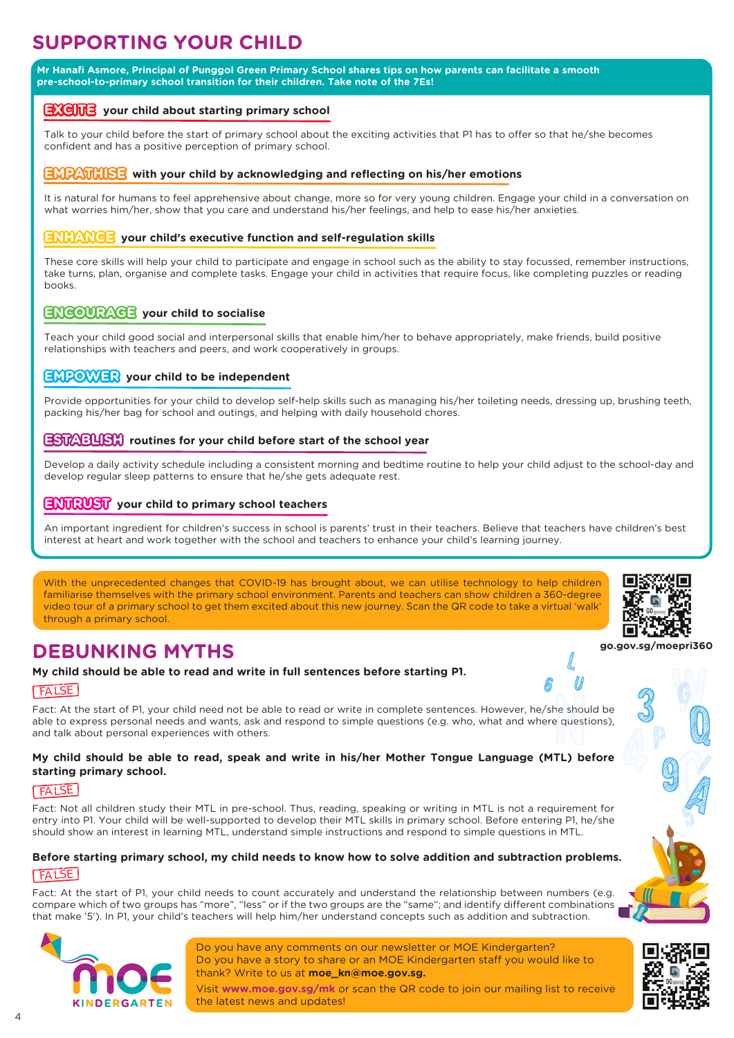# SUPPORTING YOUR CHILD

**Mr Hanafi Asmore, Principal of Punggol Green Primary School shares tips on how parents can facilitate a smooth pre-school-to-primary school transition for their children. Take note of the 7Es!**

### EXCITE your child about starting primary school

Talk to your child before the start of primary school about the exciting activities that P1 has to offer so that he/she becomes confident and has a positive perception of primary school.

### EMPATHISE with your child by acknowledging and reflecting on his/her emotions

It is natural for humans to feel apprehensive about change, more so for very young children. Engage your child in a conversation on what worries him/her, show that you care and understand his/her feelings, and help to ease his/her anxieties.

### ENHANCE your child's executive function and self-regulation skills

These core skills will help your child to participate and engage in school such as the ability to stay focussed, remember instructions, take turns, plan, organise and complete tasks. Engage your child in activities that require focus, like completing puzzles or reading books.

### ENCOURAGE your child to socialise

Teach your child good social and interpersonal skills that enable him/her to behave appropriately, make friends, build positive relationships with teachers and peers, and work cooperatively in groups.

### EMPOWER your child to be independent

Provide opportunities for your child to develop self-help skills such as managing his/her toileting needs, dressing up, brushing teeth, packing his/her bag for school and outings, and helping with daily household chores.

### ESTABLISH routines for your child before start of the school year

Develop a daily activity schedule including a consistent morning and bedtime routine to help your child adjust to the school-day and develop regular sleep patterns to ensure that he/she gets adequate rest.

### ENTRUST your child to primary school teachers

An important ingredient for children's success in school is parents' trust in their teachers. Believe that teachers have children's best interest at heart and work together with the school and teachers to enhance your child's learning journey.

With the unprecedented changes that COVID-19 has brought about, we can utilise technology to help children familiarise themselves with the primary school environment. Parents and teachers can show children a 360-degree video tour of a primary school to get them excited about this new journey. Scan the QR code to take a virtual 'walk' through a primary school.

**go.gov.sg/moepri360**

# DEBUNKING MYTHS

**My child should be able to read and write in full sentences before starting P1.**

FALSE

Fact: At the start of P1, your child need not be able to read or write in complete sentences. However, he/she should be able to express personal needs and wants, ask and respond to simple questions (e.g. who, what and where questions), and talk about personal experiences with others.

**My child should be able to read, speak and write in his/her Mother Tongue Language (MTL) before starting primary school.**

FALSE

Fact: Not all children study their MTL in pre-school. Thus, reading, speaking or writing in MTL is not a requirement for entry into P1. Your child will be well-supported to develop their MTL skills in primary school. Before entering P1, he/she should show an interest in learning MTL, understand simple instructions and respond to simple questions in MTL.

**Before starting primary school, my child needs to know how to solve addition and subtraction problems.**

FALSE

Fact: At the start of P1, your child needs to count accurately and understand the relationship between numbers (e.g. compare which of two groups has "more", "less" or if the two groups are the "same"; and identify different combinations that make '5'). In P1, your child's teachers will help him/her understand concepts such as addition and subtraction.

MOE KINDERGARTEN

Do you have any comments on our newsletter or MOE Kindergarten?
Do you have a story to share or an MOE Kindergarten staff you would like to thank? Write to us at **moe_kn@moe.gov.sg.**

Visit **www.moe.gov.sg/mk** or scan the QR code to join our mailing list to receive the latest news and updates!